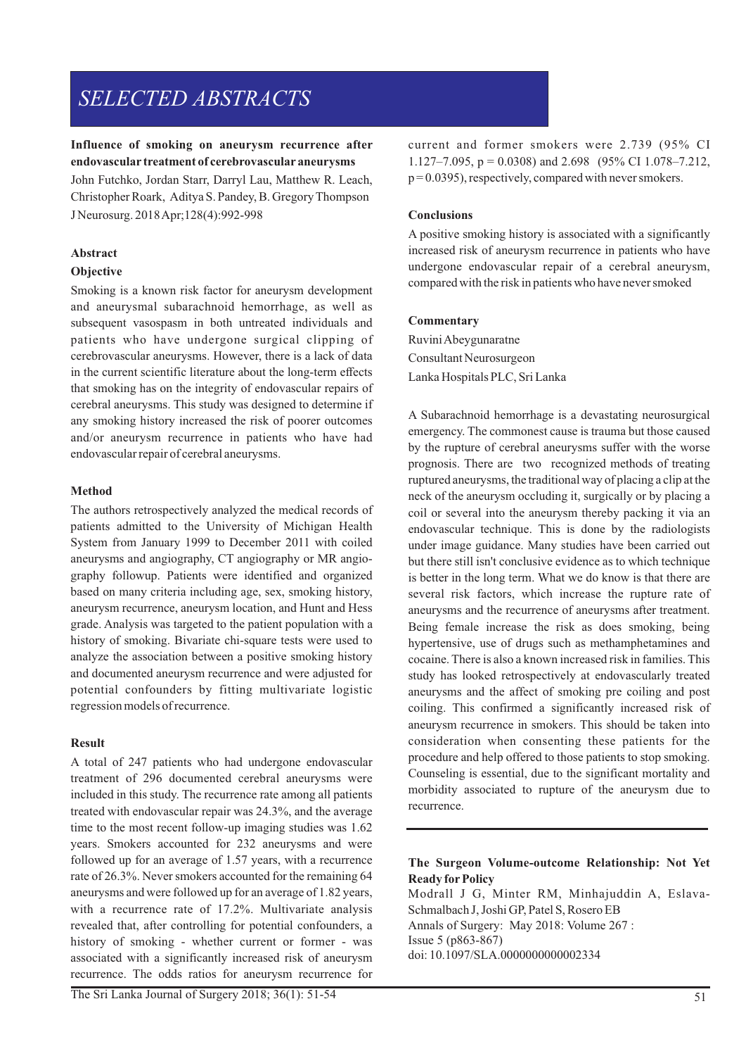# SELECTED ABSTRACTS

## Influence of smoking on aneurysm recurrence after endovascular treatment of cerebrovascular aneurysms

John Futchko, Jordan Starr, Darryl Lau, Matthew R. Leach, Christopher Roark, Aditya S. Pandey, B. Gregory Thompson

J Neurosurg. 2018 Apr;128(4):992-998

### Abstract

#### Objective

Smoking is a known risk factor for aneurysm development and aneurysmal subarachnoid hemorrhage, as well as subsequent vasospasm in both untreated individuals and patients who have undergone surgical clipping of cerebrovascular aneurysms. However, there is a lack of data in the current scientific literature about the long-term effects that smoking has on the integrity of endovascular repairs of cerebral aneurysms. This study was designed to determine if any smoking history increased the risk of poorer outcomes and/or aneurysm recurrence in patients who have had endovascular repair of cerebral aneurysms.

#### Method

The authors retrospectively analyzed the medical records of patients admitted to the University of Michigan Health System from January 1999 to December 2011 with coiled aneurysms and angiography, CT angiography or MR angiography followup. Patients were identified and organized based on many criteria including age, sex, smoking history, aneurysm recurrence, aneurysm location, and Hunt and Hess grade. Analysis was targeted to the patient population with a history of smoking. Bivariate chi-square tests were used to analyze the association between a positive smoking history and documented aneurysm recurrence and were adjusted for potential confounders by fitting multivariate logistic regression models of recurrence.

#### Result

A total of 247 patients who had undergone endovascular treatment of 296 documented cerebral aneurysms were included in this study. The recurrence rate among all patients treated with endovascular repair was 24.3%, and the average time to the most recent follow-up imaging studies was 1.62 years. Smokers accounted for 232 aneurysms and were followed up for an average of 1.57 years, with a recurrence rate of 26.3%. Never smokers accounted for the remaining 64 aneurysms and were followed up for an average of 1.82 years, with a recurrence rate of 17.2%. Multivariate analysis revealed that, after controlling for potential confounders, a history of smoking - whether current or former - was associated with a significantly increased risk of aneurysm recurrence. The odds ratios for aneurysm recurrence for current and former smokers were 2.739 (95% CI 1.127–7.095, $p = 0.0308$) and 2.698 (95% CI 1.078–7.212, $p = 0.0395$), respectively, compared with never smokers.

#### Conclusions

A positive smoking history is associated with a significantly increased risk of aneurysm recurrence in patients who have undergone endovascular repair of a cerebral aneurysm, compared with the risk in patients who have never smoked

#### Commentary

Ruvini Abeygunaratne

Consultant Neurosurgeon

Lanka Hospitals PLC, Sri Lanka

A Subarachnoid hemorrhage is a devastating neurosurgical emergency. The commonest cause is trauma but those caused by the rupture of cerebral aneurysms suffer with the worse prognosis. There are two recognized methods of treating ruptured aneurysms, the traditional way of placing a clip at the neck of the aneurysm occluding it, surgically or by placing a coil or several into the aneurysm thereby packing it via an endovascular technique. This is done by the radiologists under image guidance. Many studies have been carried out but there still isn't conclusive evidence as to which technique is better in the long term. What we do know is that there are several risk factors, which increase the rupture rate of aneurysms and the recurrence of aneurysms after treatment. Being female increase the risk as does smoking, being hypertensive, use of drugs such as methamphetamines and cocaine. There is also a known increased risk in families. This study has looked retrospectively at endovascularly treated aneurysms and the affect of smoking pre coiling and post coiling. This confirmed a significantly increased risk of aneurysm recurrence in smokers. This should be taken into consideration when consenting these patients for the procedure and help offered to those patients to stop smoking. Counseling is essential, due to the significant mortality and morbidity associated to rupture of the aneurysm due to recurrence.

---

## The Surgeon Volume-outcome Relationship: Not Yet Ready for Policy

Modrall J G, Minter RM, Minhajuddin A, Eslava-Schmalbach J, Joshi GP, Patel S, Rosero EB

Annals of Surgery: May 2018: Volume 267 : Issue 5 (p863-867)

doi: 10.1097/SLA.0000000000002334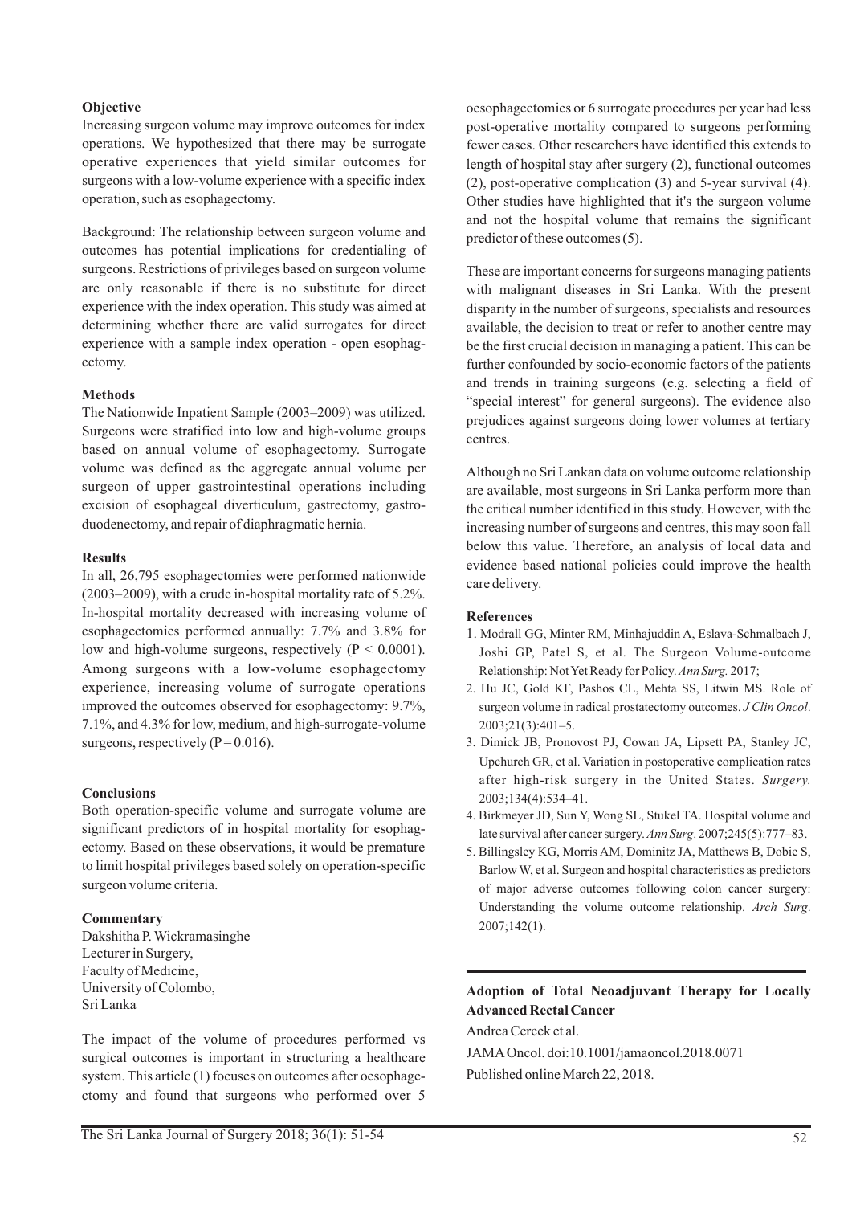**Objective**

Increasing surgeon volume may improve outcomes for index operations. We hypothesized that there may be surrogate operative experiences that yield similar outcomes for surgeons with a low-volume experience with a specific index operation, such as esophagectomy.

Background: The relationship between surgeon volume and outcomes has potential implications for credentialing of surgeons. Restrictions of privileges based on surgeon volume are only reasonable if there is no substitute for direct experience with the index operation. This study was aimed at determining whether there are valid surrogates for direct experience with a sample index operation - open esophagectomy.

**Methods**

The Nationwide Inpatient Sample (2003–2009) was utilized. Surgeons were stratified into low and high-volume groups based on annual volume of esophagectomy. Surrogate volume was defined as the aggregate annual volume per surgeon of upper gastrointestinal operations including excision of esophageal diverticulum, gastrectomy, gastroduodenectomy, and repair of diaphragmatic hernia.

**Results**

In all, 26,795 esophagectomies were performed nationwide (2003–2009), with a crude in-hospital mortality rate of 5.2%. In-hospital mortality decreased with increasing volume of esophagectomies performed annually: 7.7% and 3.8% for low and high-volume surgeons, respectively ($P < 0.0001$). Among surgeons with a low-volume esophagectomy experience, increasing volume of surrogate operations improved the outcomes observed for esophagectomy: 9.7%, 7.1%, and 4.3% for low, medium, and high-surrogate-volume surgeons, respectively ($P = 0.016$).

**Conclusions**

Both operation-specific volume and surrogate volume are significant predictors of in hospital mortality for esophagectomy. Based on these observations, it would be premature to limit hospital privileges based solely on operation-specific surgeon volume criteria.

**Commentary**

Dakshitha P. Wickramasinghe
Lecturer in Surgery,
Faculty of Medicine,
University of Colombo,
Sri Lanka

The impact of the volume of procedures performed vs surgical outcomes is important in structuring a healthcare system. This article (1) focuses on outcomes after oesophagectomy and found that surgeons who performed over 5 oesophagectomies or 6 surrogate procedures per year had less post-operative mortality compared to surgeons performing fewer cases. Other researchers have identified this extends to length of hospital stay after surgery (2), functional outcomes (2), post-operative complication (3) and 5-year survival (4). Other studies have highlighted that it's the surgeon volume and not the hospital volume that remains the significant predictor of these outcomes (5).

These are important concerns for surgeons managing patients with malignant diseases in Sri Lanka. With the present disparity in the number of surgeons, specialists and resources available, the decision to treat or refer to another centre may be the first crucial decision in managing a patient. This can be further confounded by socio-economic factors of the patients and trends in training surgeons (e.g. selecting a field of "special interest" for general surgeons). The evidence also prejudices against surgeons doing lower volumes at tertiary centres.

Although no Sri Lankan data on volume outcome relationship are available, most surgeons in Sri Lanka perform more than the critical number identified in this study. However, with the increasing number of surgeons and centres, this may soon fall below this value. Therefore, an analysis of local data and evidence based national policies could improve the health care delivery.

**References**

1. Modrall GG, Minter RM, Minhajuddin A, Eslava-Schmalbach J, Joshi GP, Patel S, et al. The Surgeon Volume-outcome Relationship: Not Yet Ready for Policy. *Ann Surg.* 2017;
2. Hu JC, Gold KF, Pashos CL, Mehta SS, Litwin MS. Role of surgeon volume in radical prostatectomy outcomes. *J Clin Oncol*. 2003;21(3):401–5.
3. Dimick JB, Pronovost PJ, Cowan JA, Lipsett PA, Stanley JC, Upchurch GR, et al. Variation in postoperative complication rates after high-risk surgery in the United States. *Surgery.* 2003;134(4):534–41.
4. Birkmeyer JD, Sun Y, Wong SL, Stukel TA. Hospital volume and late survival after cancer surgery. *Ann Surg*. 2007;245(5):777–83.
5. Billingsley KG, Morris AM, Dominitz JA, Matthews B, Dobie S, Barlow W, et al. Surgeon and hospital characteristics as predictors of major adverse outcomes following colon cancer surgery: Understanding the volume outcome relationship. *Arch Surg*. 2007;142(1).

---

**Adoption of Total Neoadjuvant Therapy for Locally Advanced Rectal Cancer**

Andrea Cercek et al.

JAMA Oncol. doi:10.1001/jamaoncol.2018.0071

Published online March 22, 2018.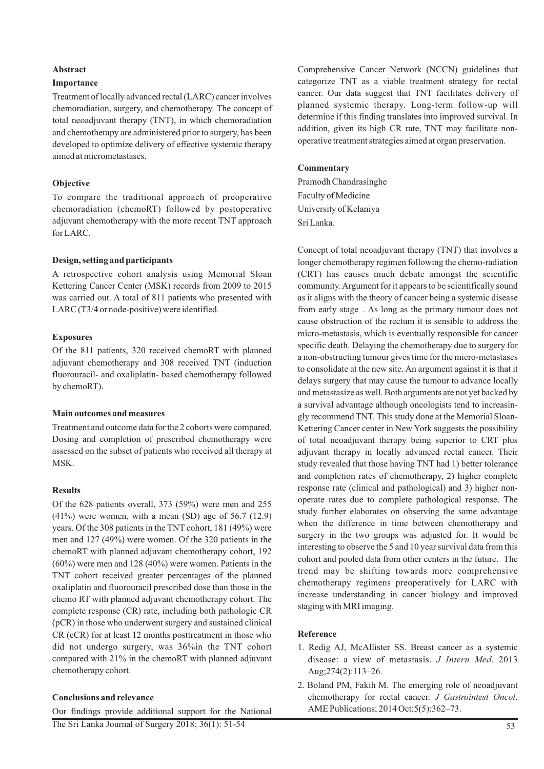**Abstract**

**Importance**

Treatment of locally advanced rectal (LARC) cancer involves chemoradiation, surgery, and chemotherapy. The concept of total neoadjuvant therapy (TNT), in which chemoradiation and chemotherapy are administered prior to surgery, has been developed to optimize delivery of effective systemic therapy aimed at micrometastases.

**Objective**

To compare the traditional approach of preoperative chemoradiation (chemoRT) followed by postoperative adjuvant chemotherapy with the more recent TNT approach for LARC.

**Design, setting and participants**

A retrospective cohort analysis using Memorial Sloan Kettering Cancer Center (MSK) records from 2009 to 2015 was carried out. A total of 811 patients who presented with LARC (T3/4 or node-positive) were identified.

**Exposures**

Of the 811 patients, 320 received chemoRT with planned adjuvant chemotherapy and 308 received TNT (induction fluorouracil- and oxaliplatin- based chemotherapy followed by chemoRT).

**Main outcomes and measures**

Treatment and outcome data for the 2 cohorts were compared. Dosing and completion of prescribed chemotherapy were assessed on the subset of patients who received all therapy at MSK.

**Results**

Of the 628 patients overall, 373 (59%) were men and 255 (41%) were women, with a mean (SD) age of 56.7 (12.9) years. Of the 308 patients in the TNT cohort, 181 (49%) were men and 127 (49%) were women. Of the 320 patients in the chemoRT with planned adjuvant chemotherapy cohort, 192 (60%) were men and 128 (40%) were women. Patients in the TNT cohort received greater percentages of the planned oxaliplatin and fluorouracil prescribed dose than those in the chemo RT with planned adjuvant chemotherapy cohort. The complete response (CR) rate, including both pathologic CR (pCR) in those who underwent surgery and sustained clinical CR (cCR) for at least 12 months posttreatment in those who did not undergo surgery, was 36%in the TNT cohort compared with 21% in the chemoRT with planned adjuvant chemotherapy cohort.

**Conclusions and relevance**

Our findings provide additional support for the National Comprehensive Cancer Network (NCCN) guidelines that categorize TNT as a viable treatment strategy for rectal cancer. Our data suggest that TNT facilitates delivery of planned systemic therapy. Long-term follow-up will determine if this finding translates into improved survival. In addition, given its high CR rate, TNT may facilitate non-operative treatment strategies aimed at organ preservation.

**Commentary**

Pramodh Chandrasinghe
Faculty of Medicine
University of Kelaniya
Sri Lanka.

Concept of total neoadjuvant therapy (TNT) that involves a longer chemotherapy regimen following the chemo-radiation (CRT) has causes much debate amongst the scientific community. Argument for it appears to be scientifically sound as it aligns with the theory of cancer being a systemic disease from early stage . As long as the primary tumour does not cause obstruction of the rectum it is sensible to address the micro-metastasis, which is eventually responsible for cancer specific death. Delaying the chemotherapy due to surgery for a non-obstructing tumour gives time for the micro-metastases to consolidate at the new site. An argument against it is that it delays surgery that may cause the tumour to advance locally and metastasize as well. Both arguments are not yet backed by a survival advantage although oncologists tend to increasingly recommend TNT. This study done at the Memorial Sloan-Kettering Cancer center in New York suggests the possibility of total neoadjuvant therapy being superior to CRT plus adjuvant therapy in locally advanced rectal cancer. Their study revealed that those having TNT had 1) better tolerance and completion rates of chemotherapy, 2) higher complete response rate (clinical and pathological) and 3) higher non-operate rates due to complete pathological response. The study further elaborates on observing the same advantage when the difference in time between chemotherapy and surgery in the two groups was adjusted for. It would be interesting to observe the 5 and 10 year survival data from this cohort and pooled data from other centers in the future. The trend may be shifting towards more comprehensive chemotherapy regimens preoperatively for LARC with increase understanding in cancer biology and improved staging with MRI imaging.

**Reference**

1. Redig AJ, McAllister SS. Breast cancer as a systemic disease: a view of metastasis. *J Intern Med*. 2013 Aug;274(2):113–26.
2. Boland PM, Fakih M. The emerging role of neoadjuvant chemotherapy for rectal cancer. *J Gastrointest Oncol*. AME Publications; 2014 Oct;5(5):362–73.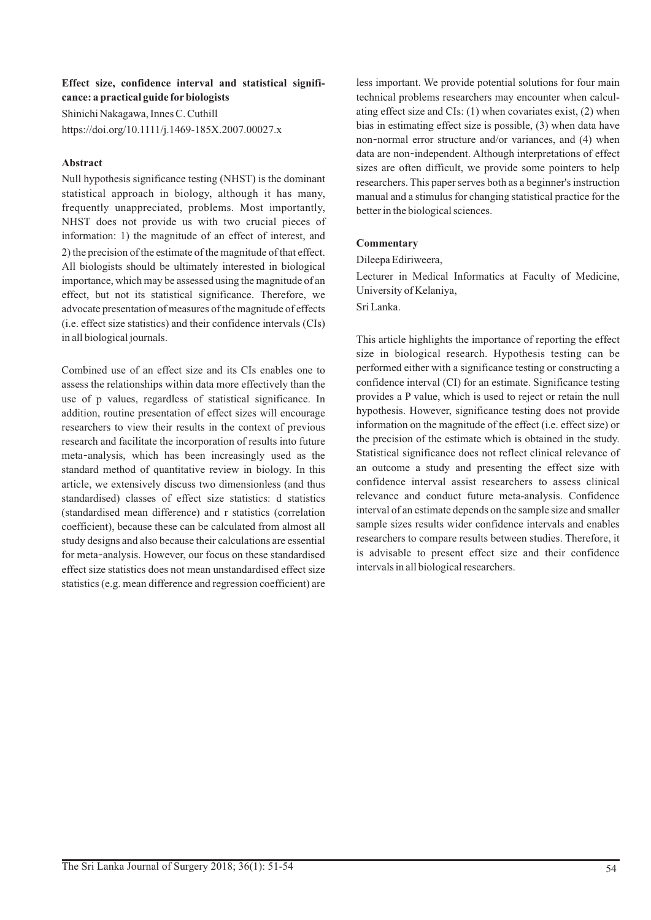**Effect size, confidence interval and statistical significance: a practical guide for biologists**

Shinichi Nakagawa, Innes C. Cuthill

https://doi.org/10.1111/j.1469-185X.2007.00027.x

**Abstract**

Null hypothesis significance testing (NHST) is the dominant statistical approach in biology, although it has many, frequently unappreciated, problems. Most importantly, NHST does not provide us with two crucial pieces of information: 1) the magnitude of an effect of interest, and 2) the precision of the estimate of the magnitude of that effect. All biologists should be ultimately interested in biological importance, which may be assessed using the magnitude of an effect, but not its statistical significance. Therefore, we advocate presentation of measures of the magnitude of effects (i.e. effect size statistics) and their confidence intervals (CIs) in all biological journals.

Combined use of an effect size and its CIs enables one to assess the relationships within data more effectively than the use of p values, regardless of statistical significance. In addition, routine presentation of effect sizes will encourage researchers to view their results in the context of previous research and facilitate the incorporation of results into future meta-analysis, which has been increasingly used as the standard method of quantitative review in biology. In this article, we extensively discuss two dimensionless (and thus standardised) classes of effect size statistics: d statistics (standardised mean difference) and r statistics (correlation coefficient), because these can be calculated from almost all study designs and also because their calculations are essential for meta-analysis. However, our focus on these standardised effect size statistics does not mean unstandardised effect size statistics (e.g. mean difference and regression coefficient) are less important. We provide potential solutions for four main technical problems researchers may encounter when calculating effect size and CIs: (1) when covariates exist, (2) when bias in estimating effect size is possible, (3) when data have non-normal error structure and/or variances, and (4) when data are non-independent. Although interpretations of effect sizes are often difficult, we provide some pointers to help researchers. This paper serves both as a beginner's instruction manual and a stimulus for changing statistical practice for the better in the biological sciences.

**Commentary**

Dileepa Ediriweera,

Lecturer in Medical Informatics at Faculty of Medicine, University of Kelaniya,

Sri Lanka.

This article highlights the importance of reporting the effect size in biological research. Hypothesis testing can be performed either with a significance testing or constructing a confidence interval (CI) for an estimate. Significance testing provides a P value, which is used to reject or retain the null hypothesis. However, significance testing does not provide information on the magnitude of the effect (i.e. effect size) or the precision of the estimate which is obtained in the study. Statistical significance does not reflect clinical relevance of an outcome a study and presenting the effect size with confidence interval assist researchers to assess clinical relevance and conduct future meta-analysis. Confidence interval of an estimate depends on the sample size and smaller sample sizes results wider confidence intervals and enables researchers to compare results between studies. Therefore, it is advisable to present effect size and their confidence intervals in all biological researchers.